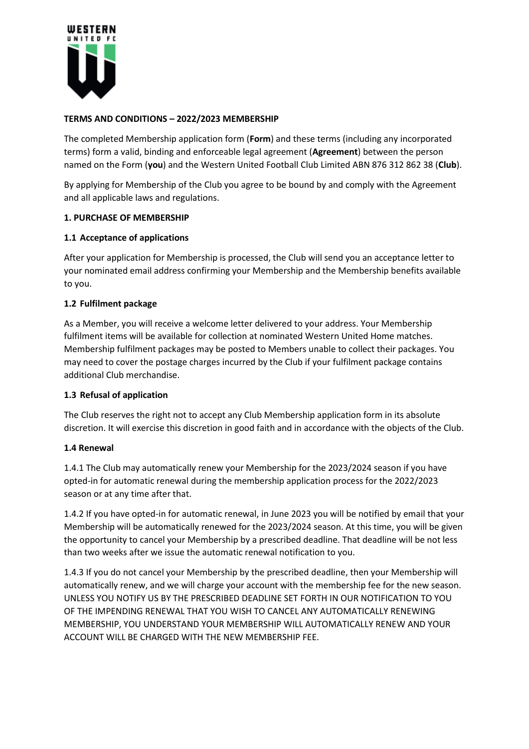## TERMS AND CONDITIONS – 2022/2023 MEMBERSHIP

The completed Membership application form (**Form**) and these terms (including any incorporated terms) form a valid, binding and enforceable legal agreement (**Agreement**) between the person named on the Form (**you**) and the Western United Football Club Limited ABN 876 312 862 38 (**Club**).

By applying for Membership of the Club you agree to be bound by and comply with the Agreement and all applicable laws and regulations.

### 1. PURCHASE OF MEMBERSHIP

#### 1.1 Acceptance of applications

After your application for Membership is processed, the Club will send you an acceptance letter to your nominated email address confirming your Membership and the Membership benefits available to you.

#### 1.2 Fulfilment package

As a Member, you will receive a welcome letter delivered to your address. Your Membership fulfilment items will be available for collection at nominated Western United Home matches. Membership fulfilment packages may be posted to Members unable to collect their packages. You may need to cover the postage charges incurred by the Club if your fulfilment package contains additional Club merchandise.

#### 1.3 Refusal of application

The Club reserves the right not to accept any Club Membership application form in its absolute discretion. It will exercise this discretion in good faith and in accordance with the objects of the Club.

#### 1.4 Renewal

1.4.1 The Club may automatically renew your Membership for the 2023/2024 season if you have opted-in for automatic renewal during the membership application process for the 2022/2023 season or at any time after that.

1.4.2 If you have opted-in for automatic renewal, in June 2023 you will be notified by email that your Membership will be automatically renewed for the 2023/2024 season. At this time, you will be given the opportunity to cancel your Membership by a prescribed deadline. That deadline will be not less than two weeks after we issue the automatic renewal notification to you.

1.4.3 If you do not cancel your Membership by the prescribed deadline, then your Membership will automatically renew, and we will charge your account with the membership fee for the new season. UNLESS YOU NOTIFY US BY THE PRESCRIBED DEADLINE SET FORTH IN OUR NOTIFICATION TO YOU OF THE IMPENDING RENEWAL THAT YOU WISH TO CANCEL ANY AUTOMATICALLY RENEWING MEMBERSHIP, YOU UNDERSTAND YOUR MEMBERSHIP WILL AUTOMATICALLY RENEW AND YOUR ACCOUNT WILL BE CHARGED WITH THE NEW MEMBERSHIP FEE.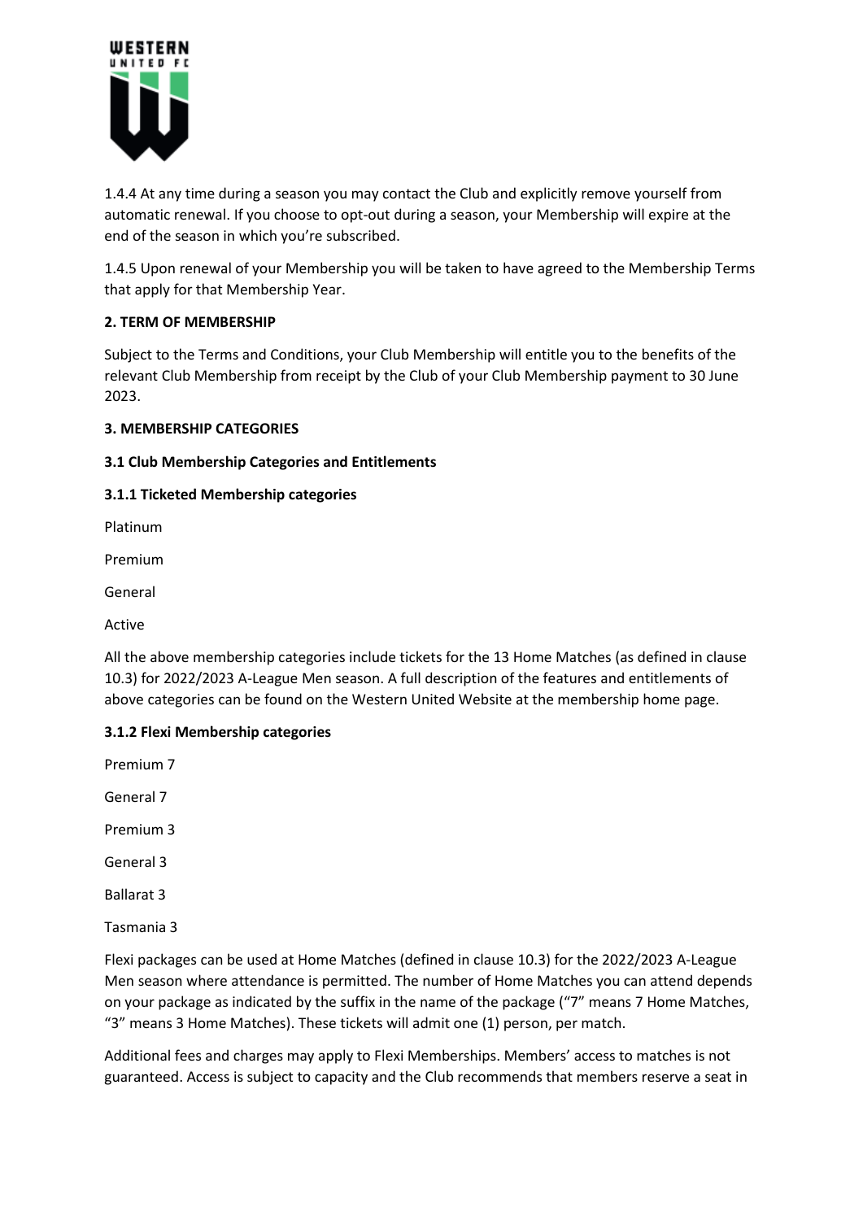1.4.4 At any time during a season you may contact the Club and explicitly remove yourself from automatic renewal. If you choose to opt-out during a season, your Membership will expire at the end of the season in which you're subscribed.

1.4.5 Upon renewal of your Membership you will be taken to have agreed to the Membership Terms that apply for that Membership Year.

## 2. TERM OF MEMBERSHIP

Subject to the Terms and Conditions, your Club Membership will entitle you to the benefits of the relevant Club Membership from receipt by the Club of your Club Membership payment to 30 June 2023.

## 3. MEMBERSHIP CATEGORIES

### 3.1 Club Membership Categories and Entitlements

#### 3.1.1 Ticketed Membership categories

Platinum

Premium

General

Active

All the above membership categories include tickets for the 13 Home Matches (as defined in clause 10.3) for 2022/2023 A-League Men season. A full description of the features and entitlements of above categories can be found on the Western United Website at the membership home page.

#### 3.1.2 Flexi Membership categories

Premium 7

General 7

Premium 3

General 3

Ballarat 3

Tasmania 3

Flexi packages can be used at Home Matches (defined in clause 10.3) for the 2022/2023 A-League Men season where attendance is permitted. The number of Home Matches you can attend depends on your package as indicated by the suffix in the name of the package ("7" means 7 Home Matches, "3" means 3 Home Matches). These tickets will admit one (1) person, per match.

Additional fees and charges may apply to Flexi Memberships. Members' access to matches is not guaranteed. Access is subject to capacity and the Club recommends that members reserve a seat in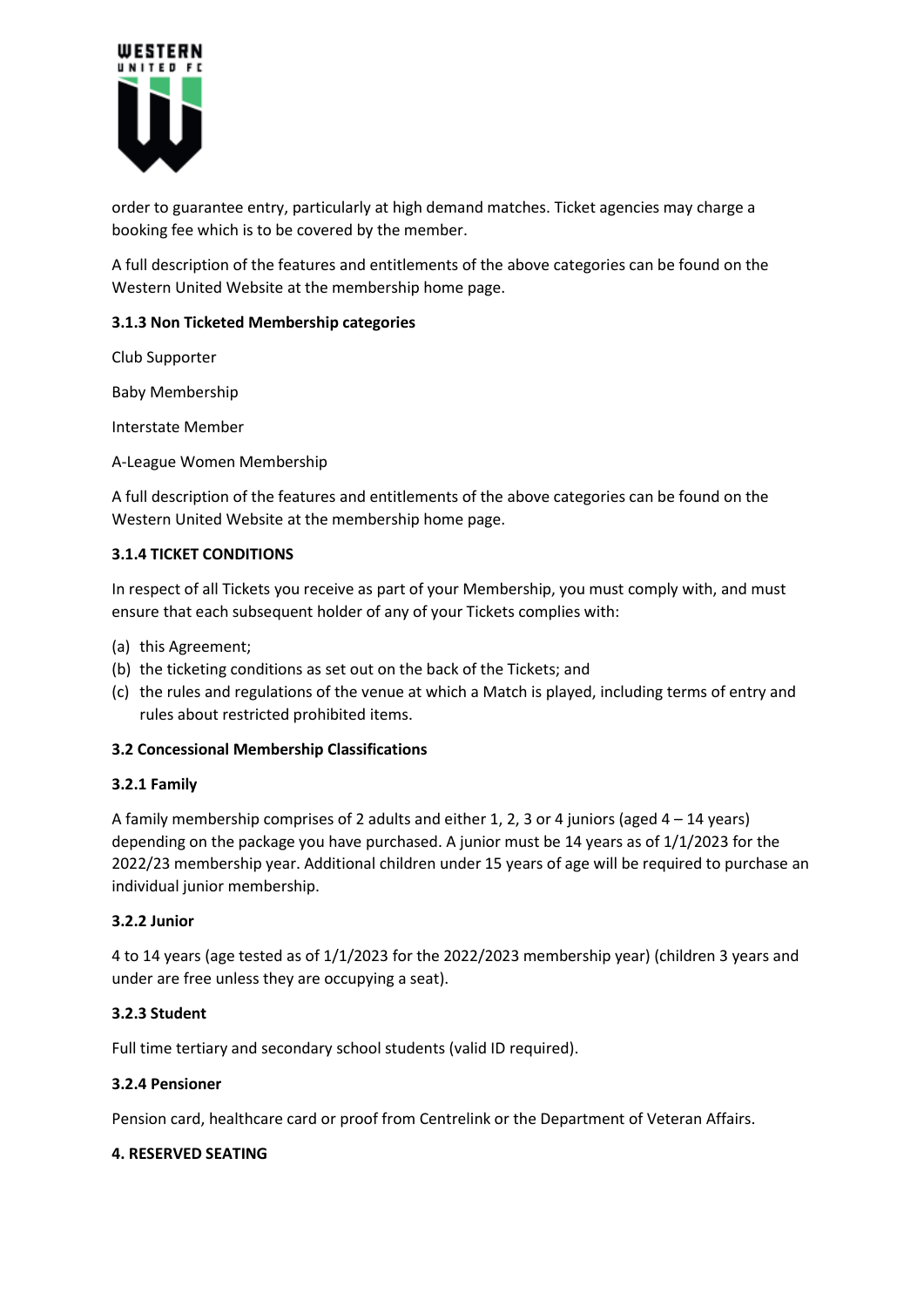order to guarantee entry, particularly at high demand matches. Ticket agencies may charge a booking fee which is to be covered by the member.

A full description of the features and entitlements of the above categories can be found on the Western United Website at the membership home page.

**3.1.3 Non Ticketed Membership categories**

Club Supporter

Baby Membership

Interstate Member

A-League Women Membership

A full description of the features and entitlements of the above categories can be found on the Western United Website at the membership home page.

**3.1.4 TICKET CONDITIONS**

In respect of all Tickets you receive as part of your Membership, you must comply with, and must ensure that each subsequent holder of any of your Tickets complies with:

(a) this Agreement;
(b) the ticketing conditions as set out on the back of the Tickets; and
(c) the rules and regulations of the venue at which a Match is played, including terms of entry and rules about restricted prohibited items.

**3.2 Concessional Membership Classifications**

**3.2.1 Family**

A family membership comprises of 2 adults and either 1, 2, 3 or 4 juniors (aged 4 – 14 years) depending on the package you have purchased. A junior must be 14 years as of 1/1/2023 for the 2022/23 membership year. Additional children under 15 years of age will be required to purchase an individual junior membership.

**3.2.2 Junior**

4 to 14 years (age tested as of 1/1/2023 for the 2022/2023 membership year) (children 3 years and under are free unless they are occupying a seat).

**3.2.3 Student**

Full time tertiary and secondary school students (valid ID required).

**3.2.4 Pensioner**

Pension card, healthcare card or proof from Centrelink or the Department of Veteran Affairs.

**4. RESERVED SEATING**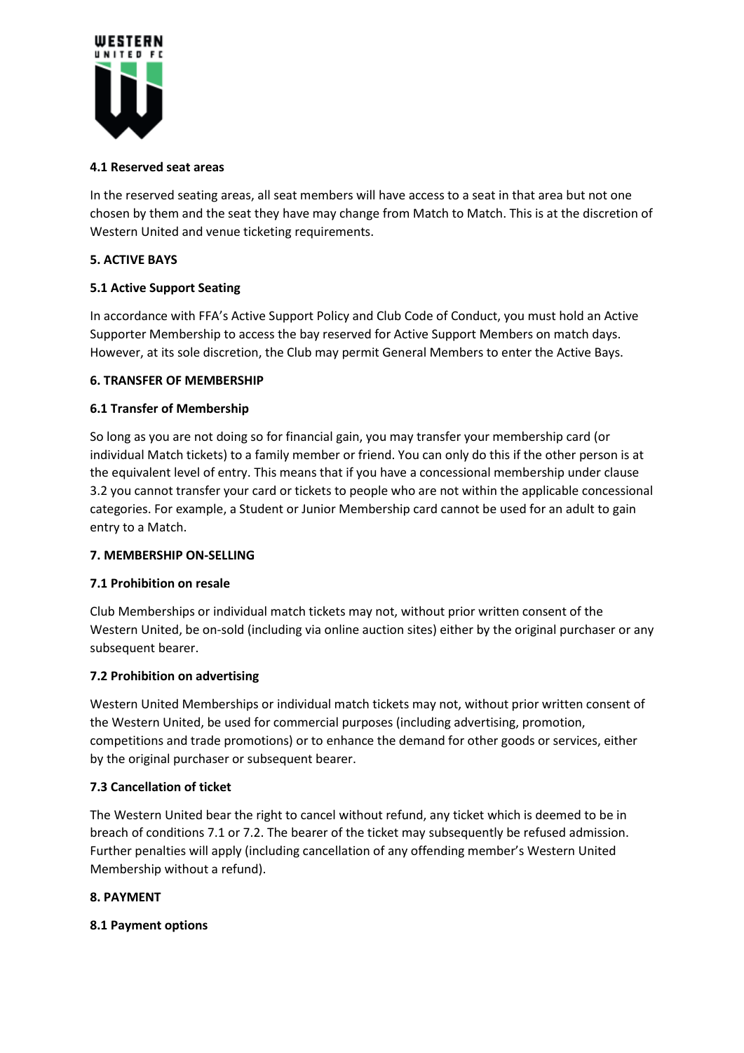#### 4.1 Reserved seat areas

In the reserved seating areas, all seat members will have access to a seat in that area but not one chosen by them and the seat they have may change from Match to Match. This is at the discretion of Western United and venue ticketing requirements.

### 5. ACTIVE BAYS

#### 5.1 Active Support Seating

In accordance with FFA's Active Support Policy and Club Code of Conduct, you must hold an Active Supporter Membership to access the bay reserved for Active Support Members on match days. However, at its sole discretion, the Club may permit General Members to enter the Active Bays.

### 6. TRANSFER OF MEMBERSHIP

#### 6.1 Transfer of Membership

So long as you are not doing so for financial gain, you may transfer your membership card (or individual Match tickets) to a family member or friend. You can only do this if the other person is at the equivalent level of entry. This means that if you have a concessional membership under clause 3.2 you cannot transfer your card or tickets to people who are not within the applicable concessional categories. For example, a Student or Junior Membership card cannot be used for an adult to gain entry to a Match.

### 7. MEMBERSHIP ON-SELLING

#### 7.1 Prohibition on resale

Club Memberships or individual match tickets may not, without prior written consent of the Western United, be on-sold (including via online auction sites) either by the original purchaser or any subsequent bearer.

#### 7.2 Prohibition on advertising

Western United Memberships or individual match tickets may not, without prior written consent of the Western United, be used for commercial purposes (including advertising, promotion, competitions and trade promotions) or to enhance the demand for other goods or services, either by the original purchaser or subsequent bearer.

#### 7.3 Cancellation of ticket

The Western United bear the right to cancel without refund, any ticket which is deemed to be in breach of conditions 7.1 or 7.2. The bearer of the ticket may subsequently be refused admission. Further penalties will apply (including cancellation of any offending member's Western United Membership without a refund).

### 8. PAYMENT

#### 8.1 Payment options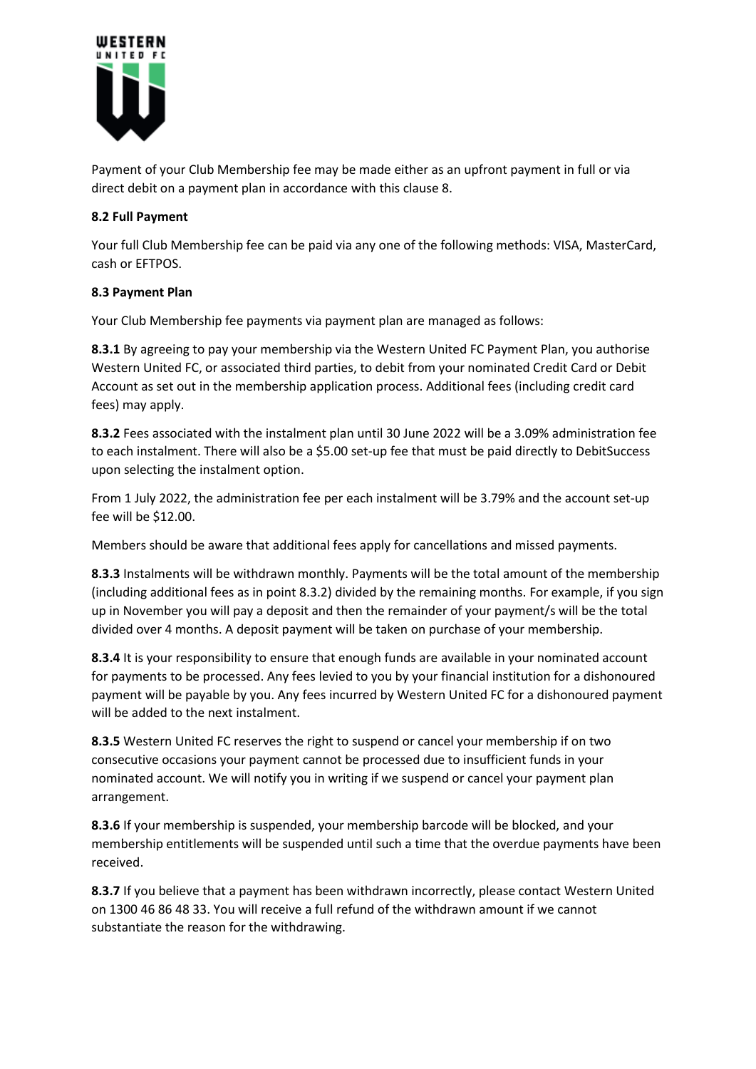Payment of your Club Membership fee may be made either as an upfront payment in full or via direct debit on a payment plan in accordance with this clause 8.

**8.2 Full Payment**

Your full Club Membership fee can be paid via any one of the following methods: VISA, MasterCard, cash or EFTPOS.

**8.3 Payment Plan**

Your Club Membership fee payments via payment plan are managed as follows:

**8.3.1** By agreeing to pay your membership via the Western United FC Payment Plan, you authorise Western United FC, or associated third parties, to debit from your nominated Credit Card or Debit Account as set out in the membership application process. Additional fees (including credit card fees) may apply.

**8.3.2** Fees associated with the instalment plan until 30 June 2022 will be a 3.09% administration fee to each instalment. There will also be a $5.00 set-up fee that must be paid directly to DebitSuccess upon selecting the instalment option.

From 1 July 2022, the administration fee per each instalment will be 3.79% and the account set-up fee will be $12.00.

Members should be aware that additional fees apply for cancellations and missed payments.

**8.3.3** Instalments will be withdrawn monthly. Payments will be the total amount of the membership (including additional fees as in point 8.3.2) divided by the remaining months. For example, if you sign up in November you will pay a deposit and then the remainder of your payment/s will be the total divided over 4 months. A deposit payment will be taken on purchase of your membership.

**8.3.4** It is your responsibility to ensure that enough funds are available in your nominated account for payments to be processed. Any fees levied to you by your financial institution for a dishonoured payment will be payable by you. Any fees incurred by Western United FC for a dishonoured payment will be added to the next instalment.

**8.3.5** Western United FC reserves the right to suspend or cancel your membership if on two consecutive occasions your payment cannot be processed due to insufficient funds in your nominated account. We will notify you in writing if we suspend or cancel your payment plan arrangement.

**8.3.6** If your membership is suspended, your membership barcode will be blocked, and your membership entitlements will be suspended until such a time that the overdue payments have been received.

**8.3.7** If you believe that a payment has been withdrawn incorrectly, please contact Western United on 1300 46 86 48 33. You will receive a full refund of the withdrawn amount if we cannot substantiate the reason for the withdrawing.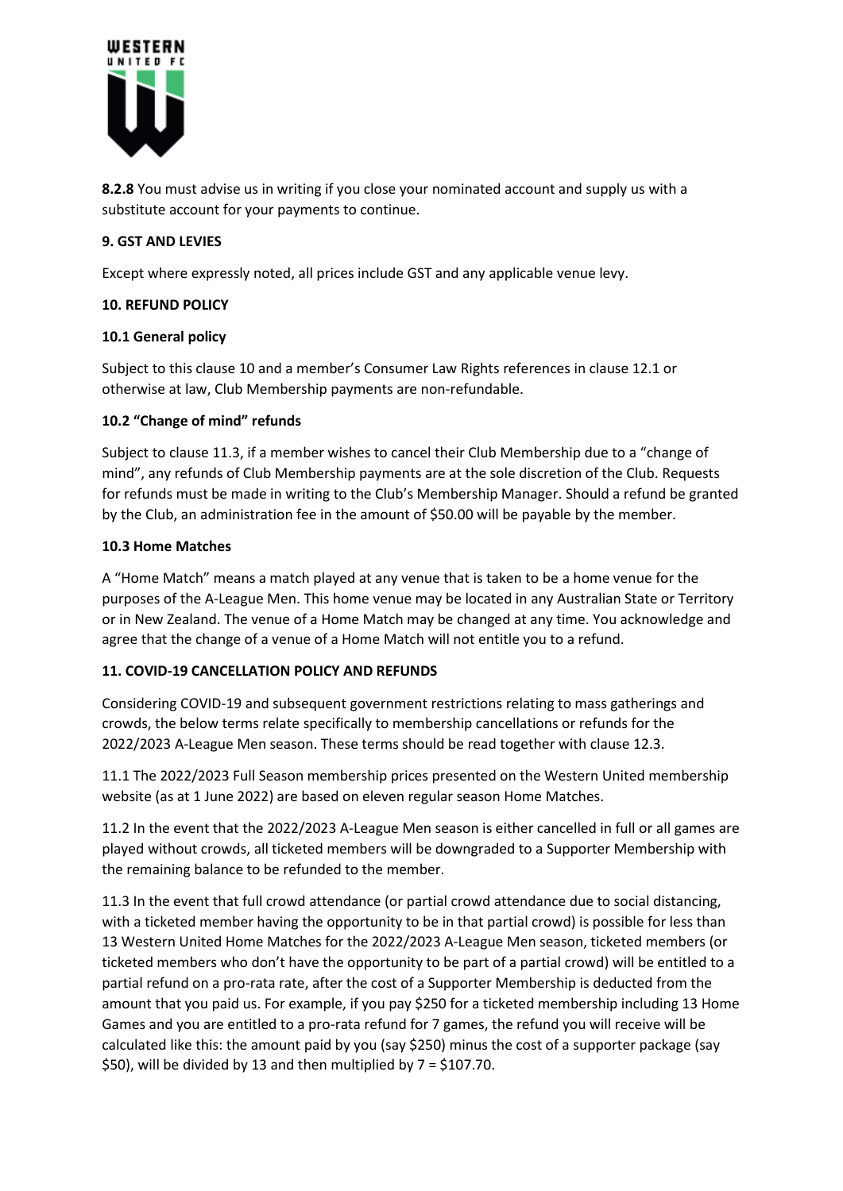**8.2.8** You must advise us in writing if you close your nominated account and supply us with a substitute account for your payments to continue.

**9. GST AND LEVIES**

Except where expressly noted, all prices include GST and any applicable venue levy.

**10. REFUND POLICY**

**10.1 General policy**

Subject to this clause 10 and a member's Consumer Law Rights references in clause 12.1 or otherwise at law, Club Membership payments are non-refundable.

**10.2 "Change of mind" refunds**

Subject to clause 11.3, if a member wishes to cancel their Club Membership due to a "change of mind", any refunds of Club Membership payments are at the sole discretion of the Club. Requests for refunds must be made in writing to the Club's Membership Manager. Should a refund be granted by the Club, an administration fee in the amount of $50.00 will be payable by the member.

**10.3 Home Matches**

A "Home Match" means a match played at any venue that is taken to be a home venue for the purposes of the A-League Men. This home venue may be located in any Australian State or Territory or in New Zealand. The venue of a Home Match may be changed at any time. You acknowledge and agree that the change of a venue of a Home Match will not entitle you to a refund.

**11. COVID-19 CANCELLATION POLICY AND REFUNDS**

Considering COVID-19 and subsequent government restrictions relating to mass gatherings and crowds, the below terms relate specifically to membership cancellations or refunds for the 2022/2023 A-League Men season. These terms should be read together with clause 12.3.

11.1 The 2022/2023 Full Season membership prices presented on the Western United membership website (as at 1 June 2022) are based on eleven regular season Home Matches.

11.2 In the event that the 2022/2023 A-League Men season is either cancelled in full or all games are played without crowds, all ticketed members will be downgraded to a Supporter Membership with the remaining balance to be refunded to the member.

11.3 In the event that full crowd attendance (or partial crowd attendance due to social distancing, with a ticketed member having the opportunity to be in that partial crowd) is possible for less than 13 Western United Home Matches for the 2022/2023 A-League Men season, ticketed members (or ticketed members who don't have the opportunity to be part of a partial crowd) will be entitled to a partial refund on a pro-rata rate, after the cost of a Supporter Membership is deducted from the amount that you paid us. For example, if you pay $250 for a ticketed membership including 13 Home Games and you are entitled to a pro-rata refund for 7 games, the refund you will receive will be calculated like this: the amount paid by you (say $250) minus the cost of a supporter package (say $50), will be divided by 13 and then multiplied by 7 = $107.70.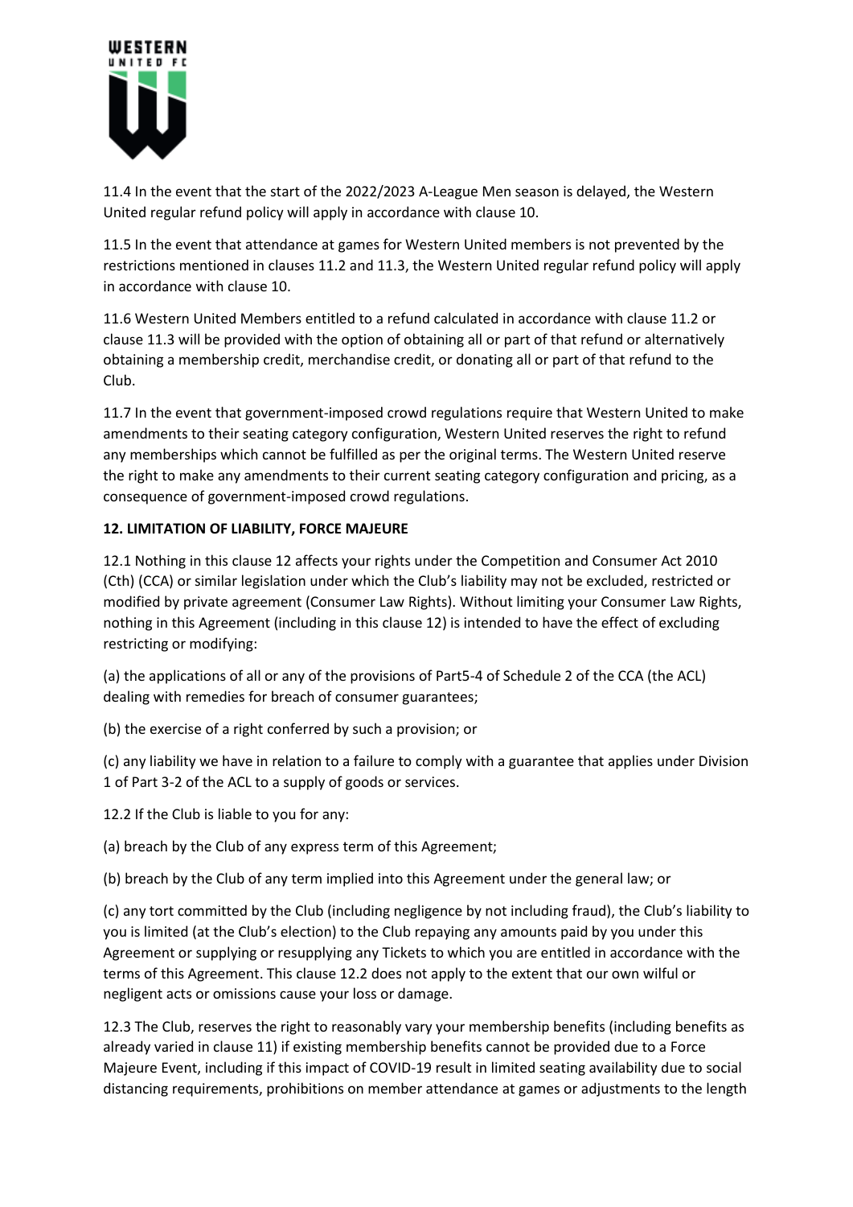11.4 In the event that the start of the 2022/2023 A-League Men season is delayed, the Western United regular refund policy will apply in accordance with clause 10.

11.5 In the event that attendance at games for Western United members is not prevented by the restrictions mentioned in clauses 11.2 and 11.3, the Western United regular refund policy will apply in accordance with clause 10.

11.6 Western United Members entitled to a refund calculated in accordance with clause 11.2 or clause 11.3 will be provided with the option of obtaining all or part of that refund or alternatively obtaining a membership credit, merchandise credit, or donating all or part of that refund to the Club.

11.7 In the event that government-imposed crowd regulations require that Western United to make amendments to their seating category configuration, Western United reserves the right to refund any memberships which cannot be fulfilled as per the original terms. The Western United reserve the right to make any amendments to their current seating category configuration and pricing, as a consequence of government-imposed crowd regulations.

**12. LIMITATION OF LIABILITY, FORCE MAJEURE**

12.1 Nothing in this clause 12 affects your rights under the Competition and Consumer Act 2010 (Cth) (CCA) or similar legislation under which the Club's liability may not be excluded, restricted or modified by private agreement (Consumer Law Rights). Without limiting your Consumer Law Rights, nothing in this Agreement (including in this clause 12) is intended to have the effect of excluding restricting or modifying:

(a) the applications of all or any of the provisions of Part5-4 of Schedule 2 of the CCA (the ACL) dealing with remedies for breach of consumer guarantees;

(b) the exercise of a right conferred by such a provision; or

(c) any liability we have in relation to a failure to comply with a guarantee that applies under Division 1 of Part 3-2 of the ACL to a supply of goods or services.

12.2 If the Club is liable to you for any:

(a) breach by the Club of any express term of this Agreement;

(b) breach by the Club of any term implied into this Agreement under the general law; or

(c) any tort committed by the Club (including negligence by not including fraud), the Club's liability to you is limited (at the Club's election) to the Club repaying any amounts paid by you under this Agreement or supplying or resupplying any Tickets to which you are entitled in accordance with the terms of this Agreement. This clause 12.2 does not apply to the extent that our own wilful or negligent acts or omissions cause your loss or damage.

12.3 The Club, reserves the right to reasonably vary your membership benefits (including benefits as already varied in clause 11) if existing membership benefits cannot be provided due to a Force Majeure Event, including if this impact of COVID-19 result in limited seating availability due to social distancing requirements, prohibitions on member attendance at games or adjustments to the length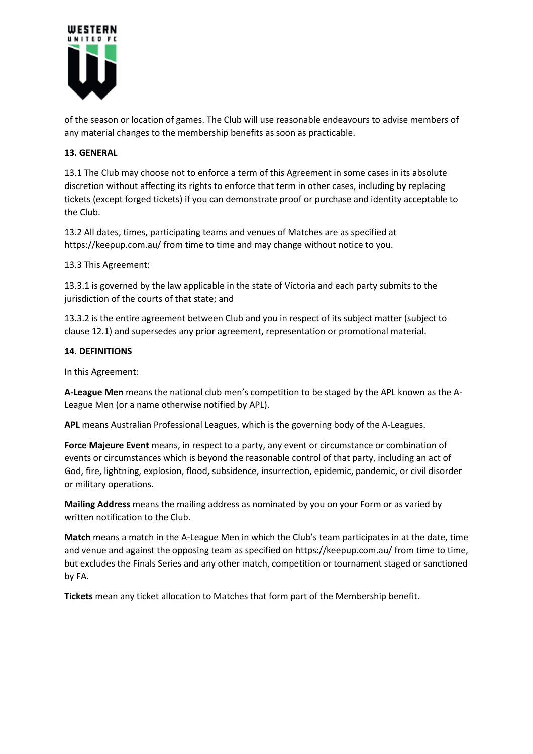of the season or location of games. The Club will use reasonable endeavours to advise members of any material changes to the membership benefits as soon as practicable.

**13. GENERAL**

13.1 The Club may choose not to enforce a term of this Agreement in some cases in its absolute discretion without affecting its rights to enforce that term in other cases, including by replacing tickets (except forged tickets) if you can demonstrate proof or purchase and identity acceptable to the Club.

13.2 All dates, times, participating teams and venues of Matches are as specified at https://keepup.com.au/ from time to time and may change without notice to you.

13.3 This Agreement:

13.3.1 is governed by the law applicable in the state of Victoria and each party submits to the jurisdiction of the courts of that state; and

13.3.2 is the entire agreement between Club and you in respect of its subject matter (subject to clause 12.1) and supersedes any prior agreement, representation or promotional material.

**14. DEFINITIONS**

In this Agreement:

**A-League Men** means the national club men's competition to be staged by the APL known as the A-League Men (or a name otherwise notified by APL).

**APL** means Australian Professional Leagues, which is the governing body of the A-Leagues.

**Force Majeure Event** means, in respect to a party, any event or circumstance or combination of events or circumstances which is beyond the reasonable control of that party, including an act of God, fire, lightning, explosion, flood, subsidence, insurrection, epidemic, pandemic, or civil disorder or military operations.

**Mailing Address** means the mailing address as nominated by you on your Form or as varied by written notification to the Club.

**Match** means a match in the A-League Men in which the Club's team participates in at the date, time and venue and against the opposing team as specified on https://keepup.com.au/ from time to time, but excludes the Finals Series and any other match, competition or tournament staged or sanctioned by FA.

**Tickets** mean any ticket allocation to Matches that form part of the Membership benefit.